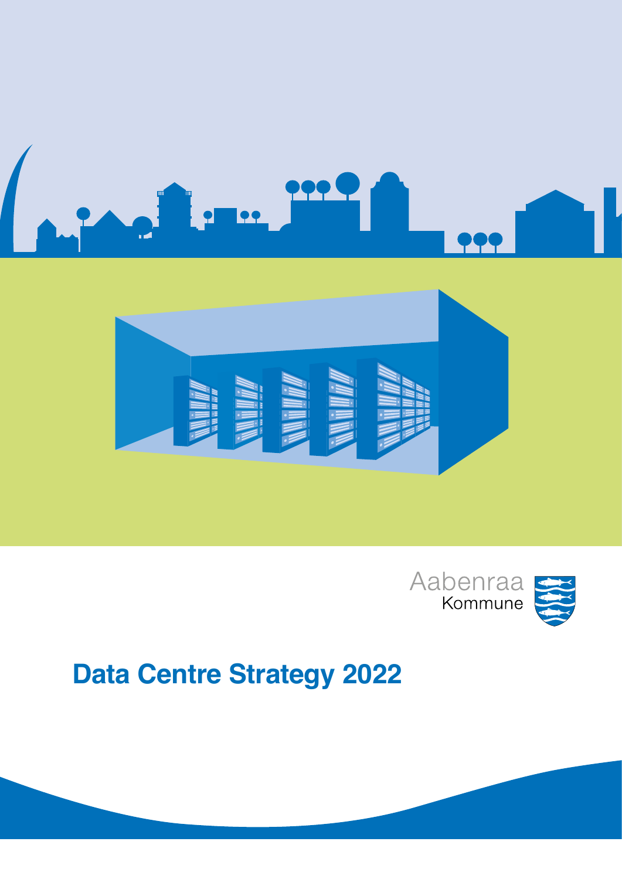Aabenraa
Kommune

# Data Centre Strategy 2022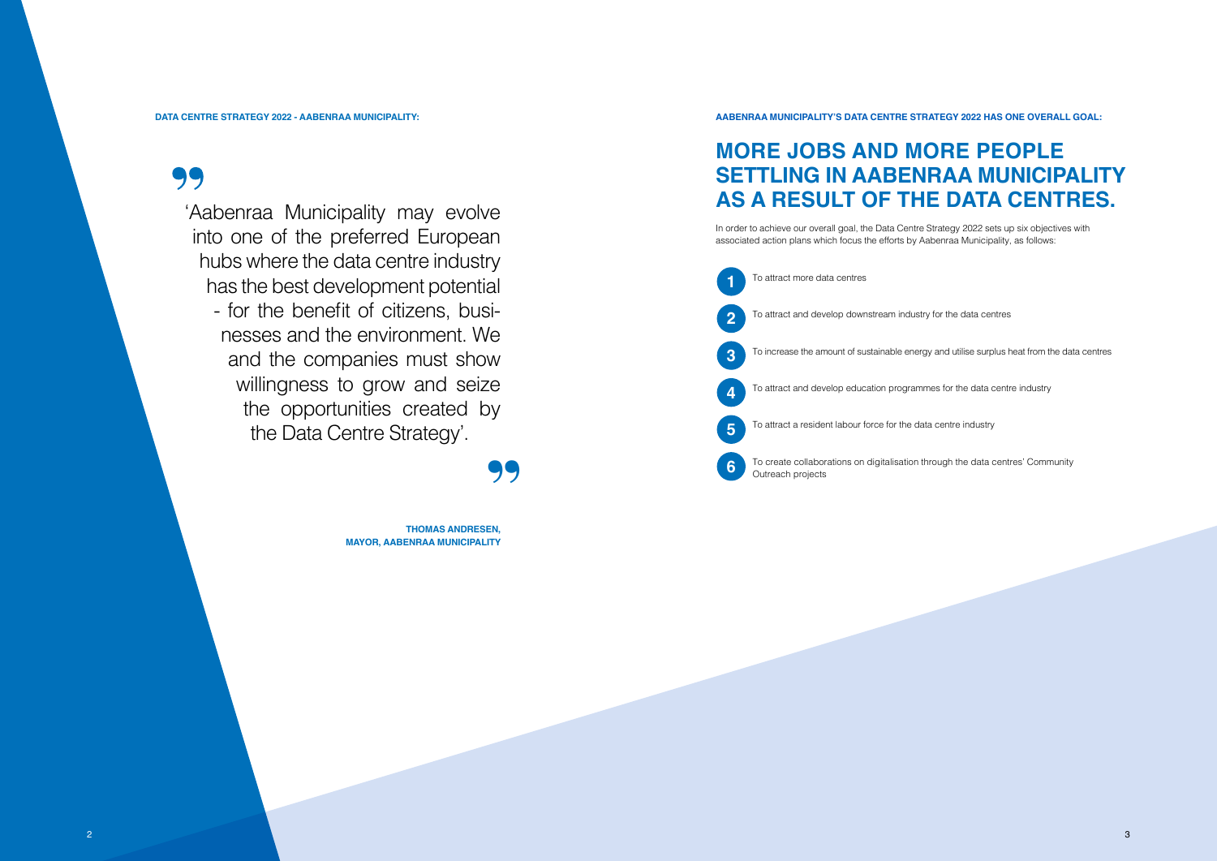**DATA CENTRE STRATEGY 2022 - AABENRAA MUNICIPALITY:**

> 'Aabenraa Municipality may evolve into one of the preferred European hubs where the data centre industry has the best development potential - for the benefit of citizens, businesses and the environment. We and the companies must show willingness to grow and seize the opportunities created by the Data Centre Strategy'.

**THOMAS ANDRESEN,**
**MAYOR, AABENRAA MUNICIPALITY**

**AABENRAA MUNICIPALITY'S DATA CENTRE STRATEGY 2022 HAS ONE OVERALL GOAL:**

# MORE JOBS AND MORE PEOPLE SETTLING IN AABENRAA MUNICIPALITY AS A RESULT OF THE DATA CENTRES.

In order to achieve our overall goal, the Data Centre Strategy 2022 sets up six objectives with associated action plans which focus the efforts by Aabenraa Municipality, as follows:

1. To attract more data centres
2. To attract and develop downstream industry for the data centres
3. To increase the amount of sustainable energy and utilise surplus heat from the data centres
4. To attract and develop education programmes for the data centre industry
5. To attract a resident labour force for the data centre industry
6. To create collaborations on digitalisation through the data centres' Community Outreach projects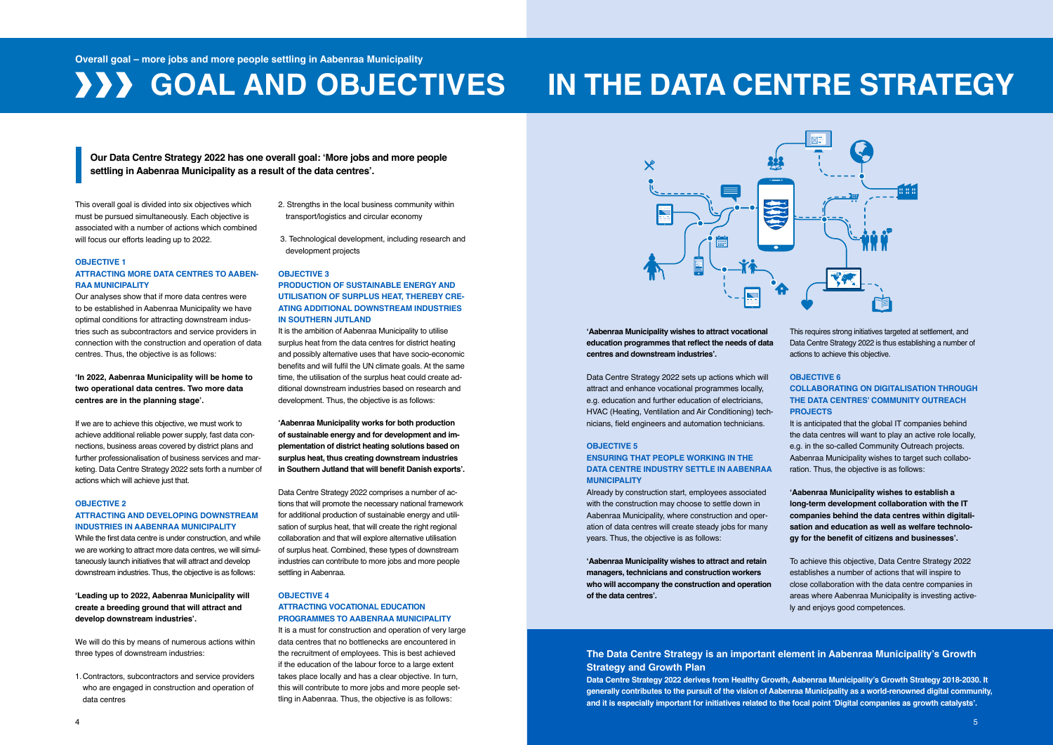Overall goal – more jobs and more people settling in Aabenraa Municipality

# GOAL AND OBJECTIVES IN THE DATA CENTRE STRATEGY

**Our Data Centre Strategy 2022 has one overall goal: 'More jobs and more people settling in Aabenraa Municipality as a result of the data centres'.**

This overall goal is divided into six objectives which must be pursued simultaneously. Each objective is associated with a number of actions which combined will focus our efforts leading up to 2022.

### OBJECTIVE 1
### ATTRACTING MORE DATA CENTRES TO AABENRAA MUNICIPALITY

Our analyses show that if more data centres were to be established in Aabenraa Municipality we have optimal conditions for attracting downstream industries such as subcontractors and service providers in connection with the construction and operation of data centres. Thus, the objective is as follows:

**'In 2022, Aabenraa Municipality will be home to two operational data centres. Two more data centres are in the planning stage'.**

If we are to achieve this objective, we must work to achieve additional reliable power supply, fast data connections, business areas covered by district plans and further professionalisation of business services and marketing. Data Centre Strategy 2022 sets forth a number of actions which will achieve just that.

### OBJECTIVE 2
### ATTRACTING AND DEVELOPING DOWNSTREAM INDUSTRIES IN AABENRAA MUNICIPALITY

While the first data centre is under construction, and while we are working to attract more data centres, we will simultaneously launch initiatives that will attract and develop downstream industries. Thus, the objective is as follows:

**'Leading up to 2022, Aabenraa Municipality will create a breeding ground that will attract and develop downstream industries'.**

We will do this by means of numerous actions within three types of downstream industries:

1. Contractors, subcontractors and service providers who are engaged in construction and operation of data centres
2. Strengths in the local business community within transport/logistics and circular economy
3. Technological development, including research and development projects

### OBJECTIVE 3
### PRODUCTION OF SUSTAINABLE ENERGY AND UTILISATION OF SURPLUS HEAT, THEREBY CREATING ADDITIONAL DOWNSTREAM INDUSTRIES IN SOUTHERN JUTLAND

It is the ambition of Aabenraa Municipality to utilise surplus heat from the data centres for district heating and possibly alternative uses that have socio-economic benefits and will fulfil the UN climate goals. At the same time, the utilisation of the surplus heat could create additional downstream industries based on research and development. Thus, the objective is as follows:

**'Aabenraa Municipality works for both production of sustainable energy and for development and implementation of district heating solutions based on surplus heat, thus creating downstream industries in Southern Jutland that will benefit Danish exports'.**

Data Centre Strategy 2022 comprises a number of actions that will promote the necessary national framework for additional production of sustainable energy and utilisation of surplus heat, that will create the right regional collaboration and that will explore alternative utilisation of surplus heat. Combined, these types of downstream industries can contribute to more jobs and more people settling in Aabenraa.

### OBJECTIVE 4
### ATTRACTING VOCATIONAL EDUCATION PROGRAMMES TO AABENRAA MUNICIPALITY

It is a must for construction and operation of very large data centres that no bottlenecks are encountered in the recruitment of employees. This is best achieved if the education of the labour force to a large extent takes place locally and has a clear objective. In turn, this will contribute to more jobs and more people settling in Aabenraa. Thus, the objective is as follows:

**'Aabenraa Municipality wishes to attract vocational education programmes that reflect the needs of data centres and downstream industries'.**

Data Centre Strategy 2022 sets up actions which will attract and enhance vocational programmes locally, e.g. education and further education of electricians, HVAC (Heating, Ventilation and Air Conditioning) technicians, field engineers and automation technicians.

### OBJECTIVE 5
### ENSURING THAT PEOPLE WORKING IN THE DATA CENTRE INDUSTRY SETTLE IN AABENRAA MUNICIPALITY

Already by construction start, employees associated with the construction may choose to settle down in Aabenraa Municipality, where construction and operation of data centres will create steady jobs for many years. Thus, the objective is as follows:

**'Aabenraa Municipality wishes to attract and retain managers, technicians and construction workers who will accompany the construction and operation of the data centres'.**

This requires strong initiatives targeted at settlement, and Data Centre Strategy 2022 is thus establishing a number of actions to achieve this objective.

### OBJECTIVE 6
### COLLABORATING ON DIGITALISATION THROUGH THE DATA CENTRES' COMMUNITY OUTREACH PROJECTS

It is anticipated that the global IT companies behind the data centres will want to play an active role locally, e.g. in the so-called Community Outreach projects. Aabenraa Municipality wishes to target such collaboration. Thus, the objective is as follows:

**'Aabenraa Municipality wishes to establish a long-term development collaboration with the IT companies behind the data centres within digitalisation and education as well as welfare technology for the benefit of citizens and businesses'.**

To achieve this objective, Data Centre Strategy 2022 establishes a number of actions that will inspire to close collaboration with the data centre companies in areas where Aabenraa Municipality is investing actively and enjoys good competences.

**The Data Centre Strategy is an important element in Aabenraa Municipality's Growth Strategy and Growth Plan**

**Data Centre Strategy 2022 derives from Healthy Growth, Aabenraa Municipality's Growth Strategy 2018-2030. It generally contributes to the pursuit of the vision of Aabenraa Municipality as a world-renowned digital community, and it is especially important for initiatives related to the focal point 'Digital companies as growth catalysts'.**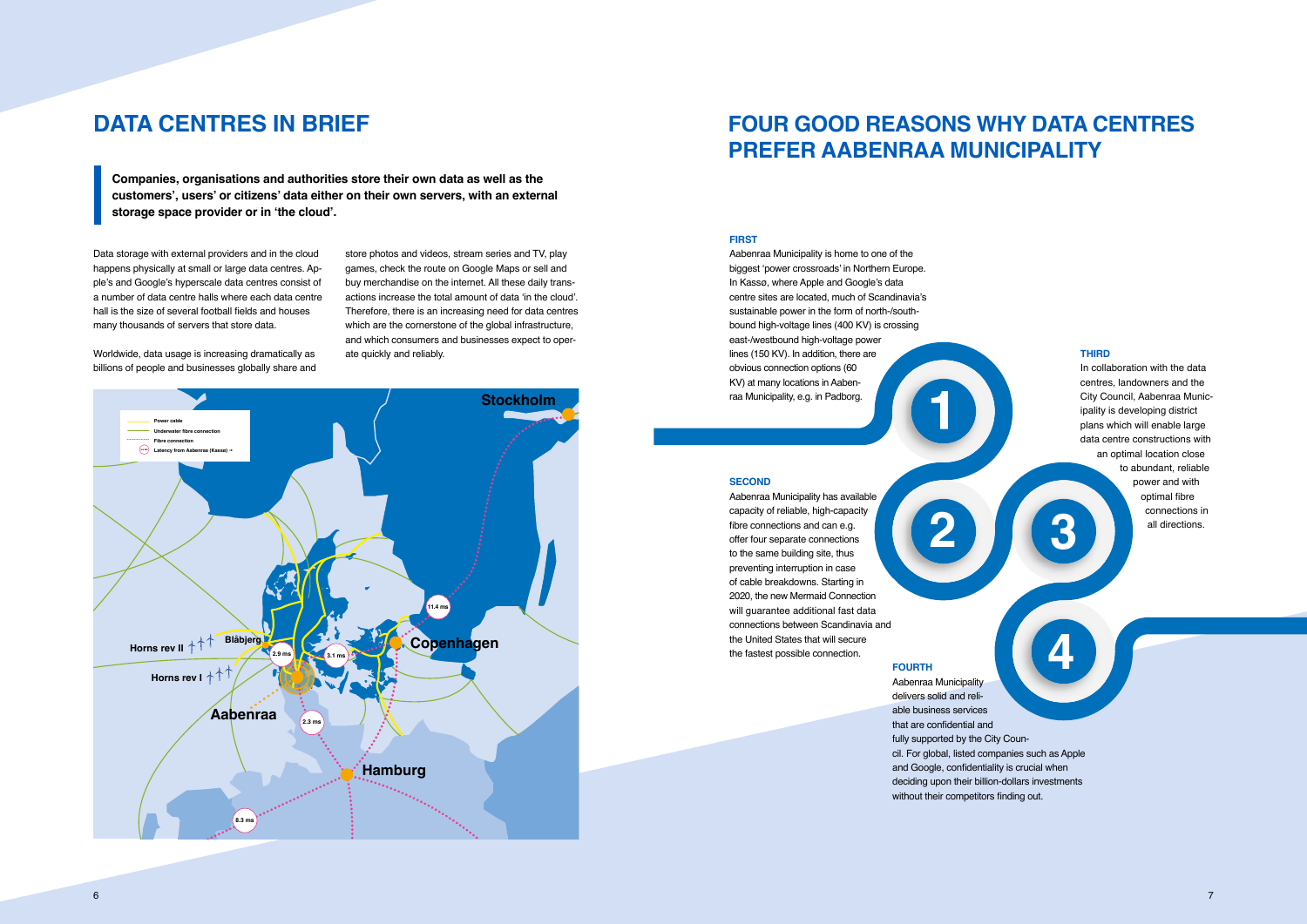# DATA CENTRES IN BRIEF

**Companies, organisations and authorities store their own data as well as the customers', users' or citizens' data either on their own servers, with an external storage space provider or in 'the cloud'.**

Data storage with external providers and in the cloud happens physically at small or large data centres. Apple's and Google's hyperscale data centres consist of a number of data centre halls where each data centre hall is the size of several football fields and houses many thousands of servers that store data.

Worldwide, data usage is increasing dramatically as billions of people and businesses globally share and store photos and videos, stream series and TV, play games, check the route on Google Maps or sell and buy merchandise on the internet. All these daily transactions increase the total amount of data 'in the cloud'. Therefore, there is an increasing need for data centres which are the cornerstone of the global infrastructure, and which consumers and businesses expect to operate quickly and reliably.

Power cable
Underwater fibre connection
Fibre connection
Latency from Aabenraa (Kassø)

Stockholm
11.4 ms
Copenhagen
3.1 ms
2.9 ms
Blåbjerg
Horns rev II
Horns rev I
Aabenraa
2.3 ms
Hamburg
8.3 ms

# FOUR GOOD REASONS WHY DATA CENTRES PREFER AABENRAA MUNICIPALITY

**FIRST**

Aabenraa Municipality is home to one of the biggest 'power crossroads' in Northern Europe. In Kassø, where Apple and Google's data centre sites are located, much of Scandinavia's sustainable power in the form of north-/southbound high-voltage lines (400 KV) is crossing east-/westbound high-voltage power lines (150 KV). In addition, there are obvious connection options (60 KV) at many locations in Aabenraa Municipality, e.g. in Padborg.

**SECOND**

Aabenraa Municipality has available capacity of reliable, high-capacity fibre connections and can e.g. offer four separate connections to the same building site, thus preventing interruption in case of cable breakdowns. Starting in 2020, the new Mermaid Connection will guarantee additional fast data connections between Scandinavia and the United States that will secure the fastest possible connection.

**THIRD**

In collaboration with the data centres, landowners and the City Council, Aabenraa Municipality is developing district plans which will enable large data centre constructions with an optimal location close to abundant, reliable power and with optimal fibre connections in all directions.

**FOURTH**

Aabenraa Municipality delivers solid and reliable business services that are confidential and fully supported by the City Council. For global, listed companies such as Apple and Google, confidentiality is crucial when deciding upon their billion-dollars investments without their competitors finding out.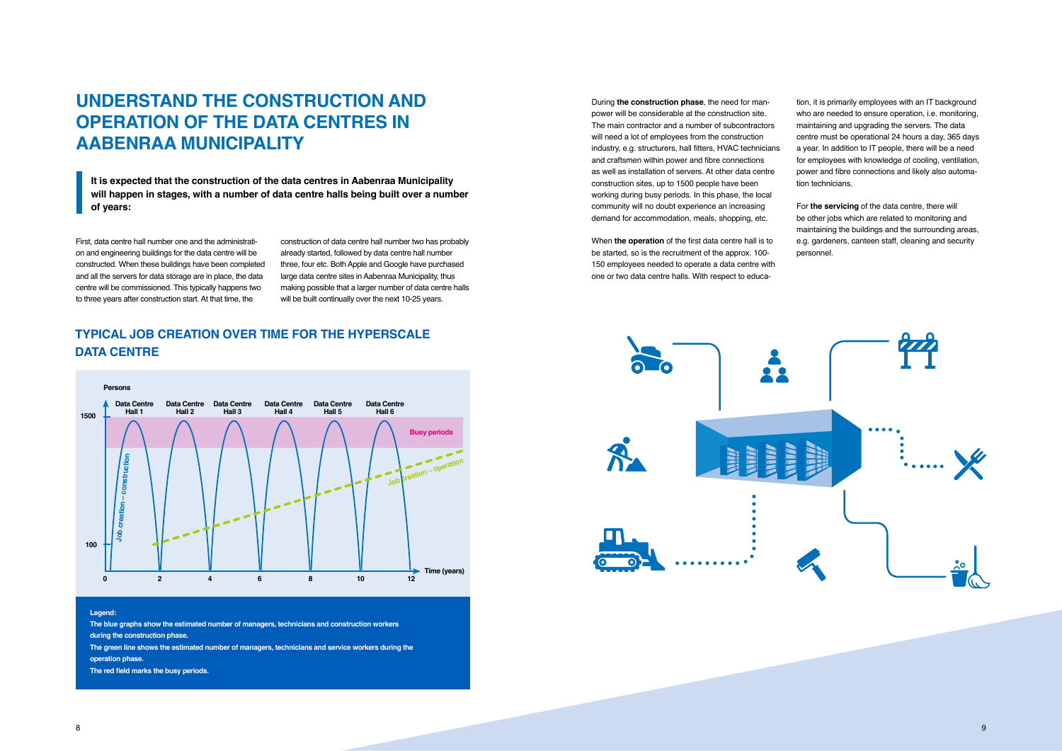# UNDERSTAND THE CONSTRUCTION AND OPERATION OF THE DATA CENTRES IN AABENRAA MUNICIPALITY

**It is expected that the construction of the data centres in Aabenraa Municipality will happen in stages, with a number of data centre halls being built over a number of years:**

First, data centre hall number one and the administration and engineering buildings for the data centre will be constructed. When these buildings have been completed and all the servers for data storage are in place, the data centre will be commissioned. This typically happens two to three years after construction start. At that time, the construction of data centre hall number two has probably already started, followed by data centre hall number three, four etc. Both Apple and Google have purchased large data centre sites in Aabenraa Municipality, thus making possible that a larger number of data centre halls will be built continually over the next 10-25 years.

## TYPICAL JOB CREATION OVER TIME FOR THE HYPERSCALE DATA CENTRE

**Legend:**

**The blue graphs show the estimated number of managers, technicians and construction workers during the construction phase.**

**The green line shows the estimated number of managers, technicians and service workers during the operation phase.**

**The red field marks the busy periods.**

During **the construction phase**, the need for manpower will be considerable at the construction site. The main contractor and a number of subcontractors will need a lot of employees from the construction industry, e.g. structurers, hall fitters, HVAC technicians and craftsmen within power and fibre connections as well as installation of servers. At other data centre construction sites, up to 1500 people have been working during busy periods. In this phase, the local community will no doubt experience an increasing demand for accommodation, meals, shopping, etc.

When **the operation** of the first data centre hall is to be started, so is the recruitment of the approx. 100-150 employees needed to operate a data centre with one or two data centre halls. With respect to education, it is primarily employees with an IT background who are needed to ensure operation, i.e. monitoring, maintaining and upgrading the servers. The data centre must be operational 24 hours a day, 365 days a year. In addition to IT people, there will be a need for employees with knowledge of cooling, ventilation, power and fibre connections and likely also automation technicians.

For **the servicing** of the data centre, there will be other jobs which are related to monitoring and maintaining the buildings and the surrounding areas, e.g. gardeners, canteen staff, cleaning and security personnel.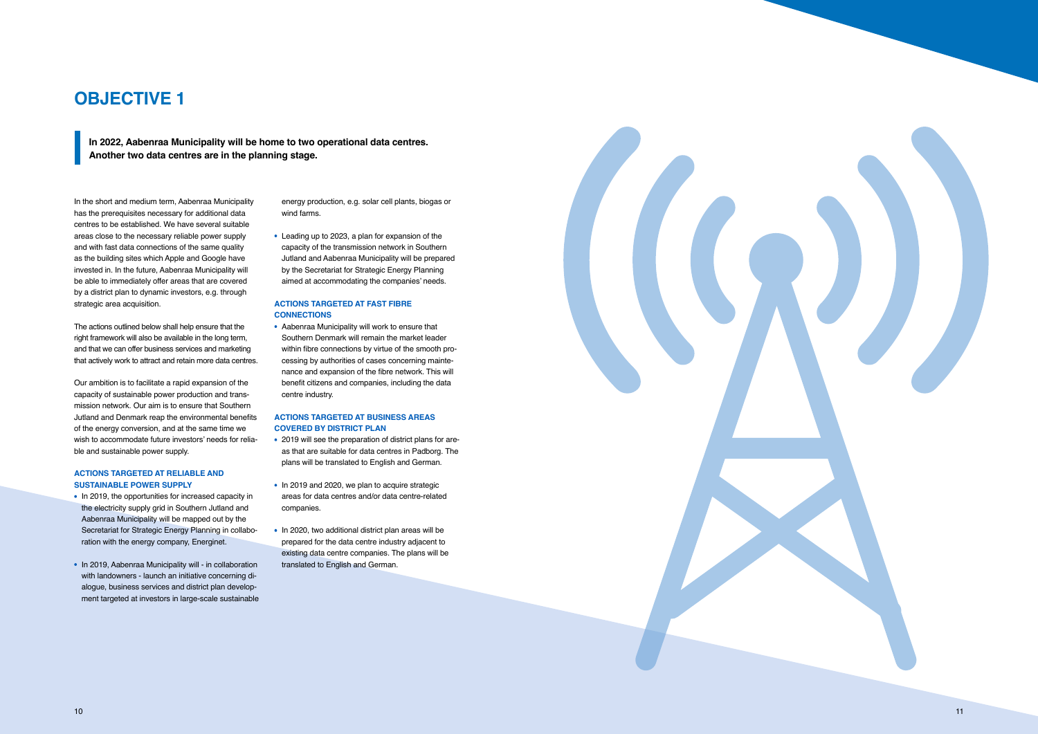# OBJECTIVE 1

**In 2022, Aabenraa Municipality will be home to two operational data centres. Another two data centres are in the planning stage.**

In the short and medium term, Aabenraa Municipality has the prerequisites necessary for additional data centres to be established. We have several suitable areas close to the necessary reliable power supply and with fast data connections of the same quality as the building sites which Apple and Google have invested in. In the future, Aabenraa Municipality will be able to immediately offer areas that are covered by a district plan to dynamic investors, e.g. through strategic area acquisition.

The actions outlined below shall help ensure that the right framework will also be available in the long term, and that we can offer business services and marketing that actively work to attract and retain more data centres.

Our ambition is to facilitate a rapid expansion of the capacity of sustainable power production and transmission network. Our aim is to ensure that Southern Jutland and Denmark reap the environmental benefits of the energy conversion, and at the same time we wish to accommodate future investors' needs for reliable and sustainable power supply.

### ACTIONS TARGETED AT RELIABLE AND SUSTAINABLE POWER SUPPLY

- In 2019, the opportunities for increased capacity in the electricity supply grid in Southern Jutland and Aabenraa Municipality will be mapped out by the Secretariat for Strategic Energy Planning in collaboration with the energy company, Energinet.
- In 2019, Aabenraa Municipality will - in collaboration with landowners - launch an initiative concerning dialogue, business services and district plan development targeted at investors in large-scale sustainable energy production, e.g. solar cell plants, biogas or wind farms.
- Leading up to 2023, a plan for expansion of the capacity of the transmission network in Southern Jutland and Aabenraa Municipality will be prepared by the Secretariat for Strategic Energy Planning aimed at accommodating the companies' needs.

### ACTIONS TARGETED AT FAST FIBRE CONNECTIONS

- Aabenraa Municipality will work to ensure that Southern Denmark will remain the market leader within fibre connections by virtue of the smooth processing by authorities of cases concerning maintenance and expansion of the fibre network. This will benefit citizens and companies, including the data centre industry.

### ACTIONS TARGETED AT BUSINESS AREAS COVERED BY DISTRICT PLAN

- 2019 will see the preparation of district plans for areas that are suitable for data centres in Padborg. The plans will be translated to English and German.
- In 2019 and 2020, we plan to acquire strategic areas for data centres and/or data centre-related companies.
- In 2020, two additional district plan areas will be prepared for the data centre industry adjacent to existing data centre companies. The plans will be translated to English and German.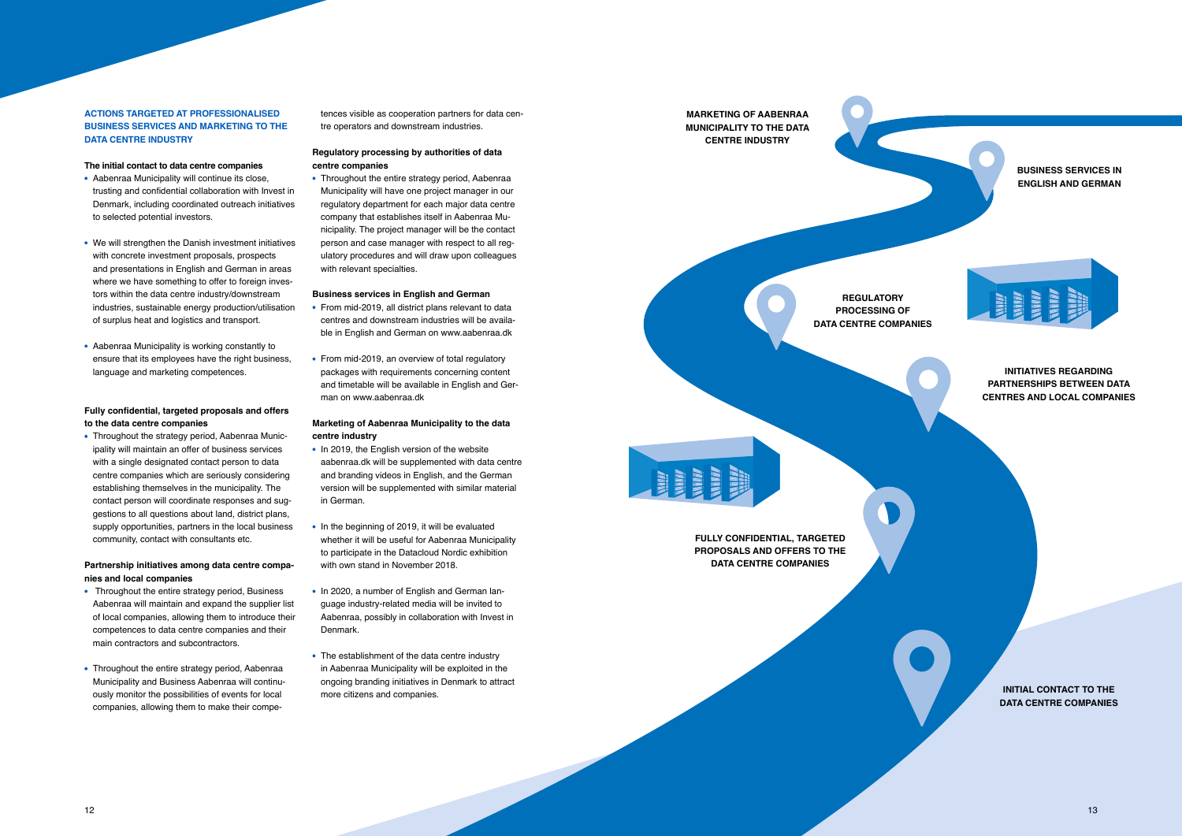## ACTIONS TARGETED AT PROFESSIONALISED BUSINESS SERVICES AND MARKETING TO THE DATA CENTRE INDUSTRY

**The initial contact to data centre companies**

- Aabenraa Municipality will continue its close, trusting and confidential collaboration with Invest in Denmark, including coordinated outreach initiatives to selected potential investors.
- We will strengthen the Danish investment initiatives with concrete investment proposals, prospects and presentations in English and German in areas where we have something to offer to foreign investors within the data centre industry/downstream industries, sustainable energy production/utilisation of surplus heat and logistics and transport.
- Aabenraa Municipality is working constantly to ensure that its employees have the right business, language and marketing competences.

**Fully confidential, targeted proposals and offers to the data centre companies**

- Throughout the strategy period, Aabenraa Municipality will maintain an offer of business services with a single designated contact person to data centre companies which are seriously considering establishing themselves in the municipality. The contact person will coordinate responses and suggestions to all questions about land, district plans, supply opportunities, partners in the local business community, contact with consultants etc.

**Partnership initiatives among data centre companies and local companies**

- Throughout the entire strategy period, Business Aabenraa will maintain and expand the supplier list of local companies, allowing them to introduce their competences to data centre companies and their main contractors and subcontractors.
- Throughout the entire strategy period, Aabenraa Municipality and Business Aabenraa will continuously monitor the possibilities of events for local companies, allowing them to make their competences visible as cooperation partners for data centre operators and downstream industries.

**Regulatory processing by authorities of data centre companies**

- Throughout the entire strategy period, Aabenraa Municipality will have one project manager in our regulatory department for each major data centre company that establishes itself in Aabenraa Municipality. The project manager will be the contact person and case manager with respect to all regulatory procedures and will draw upon colleagues with relevant specialties.

**Business services in English and German**

- From mid-2019, all district plans relevant to data centres and downstream industries will be available in English and German on www.aabenraa.dk
- From mid-2019, an overview of total regulatory packages with requirements concerning content and timetable will be available in English and German on www.aabenraa.dk

**Marketing of Aabenraa Municipality to the data centre industry**

- In 2019, the English version of the website aabenraa.dk will be supplemented with data centre and branding videos in English, and the German version will be supplemented with similar material in German.
- In the beginning of 2019, it will be evaluated whether it will be useful for Aabenraa Municipality to participate in the Datacloud Nordic exhibition with own stand in November 2018.
- In 2020, a number of English and German language industry-related media will be invited to Aabenraa, possibly in collaboration with Invest in Denmark.
- The establishment of the data centre industry in Aabenraa Municipality will be exploited in the ongoing branding initiatives in Denmark to attract more citizens and companies.

MARKETING OF AABENRAA MUNICIPALITY TO THE DATA CENTRE INDUSTRY

BUSINESS SERVICES IN ENGLISH AND GERMAN

REGULATORY PROCESSING OF DATA CENTRE COMPANIES

INITIATIVES REGARDING PARTNERSHIPS BETWEEN DATA CENTRES AND LOCAL COMPANIES

FULLY CONFIDENTIAL, TARGETED PROPOSALS AND OFFERS TO THE DATA CENTRE COMPANIES

INITIAL CONTACT TO THE DATA CENTRE COMPANIES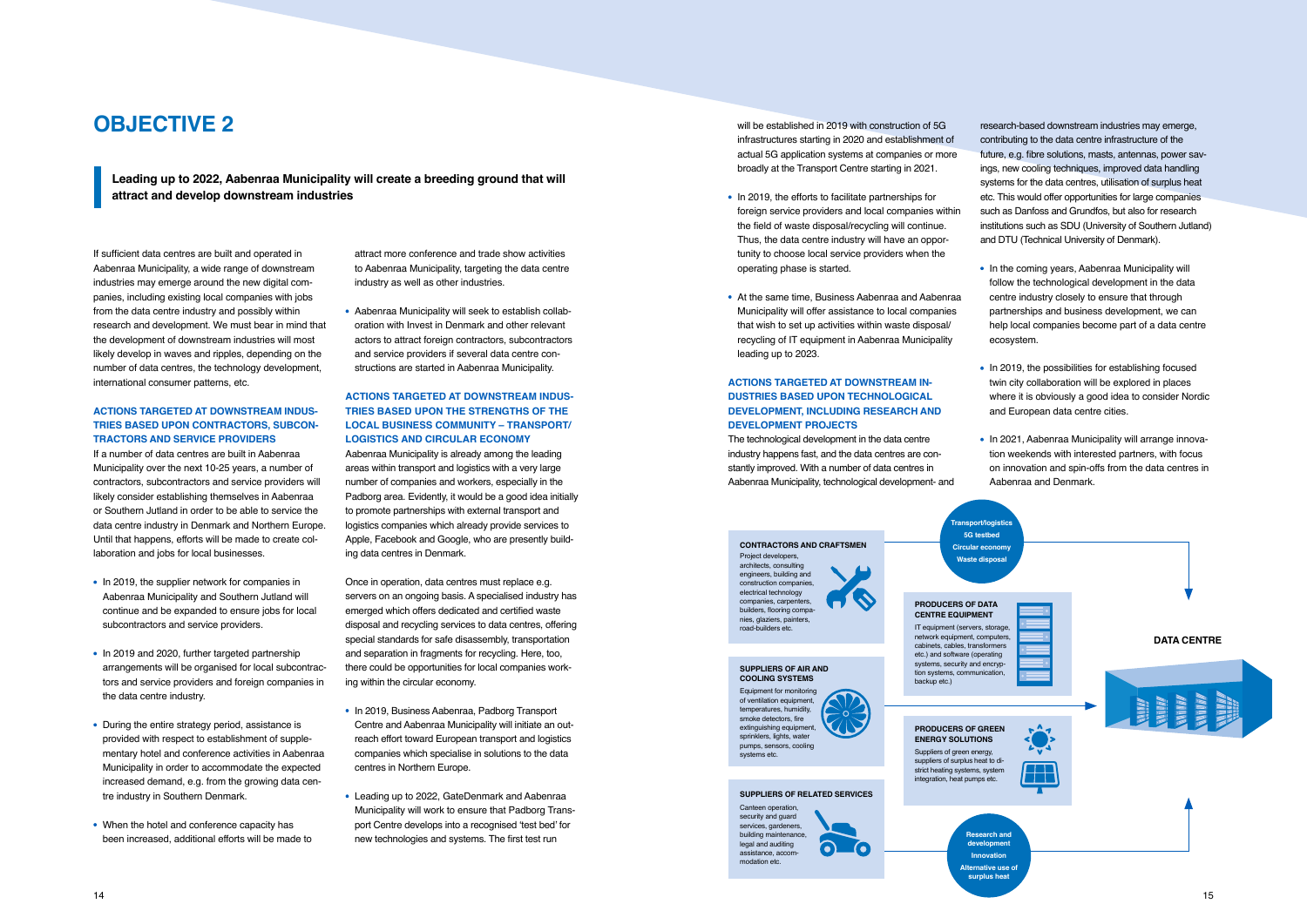# OBJECTIVE 2

**Leading up to 2022, Aabenraa Municipality will create a breeding ground that will attract and develop downstream industries**

If sufficient data centres are built and operated in Aabenraa Municipality, a wide range of downstream industries may emerge around the new digital companies, including existing local companies with jobs from the data centre industry and possibly within research and development. We must bear in mind that the development of downstream industries will most likely develop in waves and ripples, depending on the number of data centres, the technology development, international consumer patterns, etc.

### ACTIONS TARGETED AT DOWNSTREAM INDUSTRIES BASED UPON CONTRACTORS, SUBCONTRACTORS AND SERVICE PROVIDERS

If a number of data centres are built in Aabenraa Municipality over the next 10-25 years, a number of contractors, subcontractors and service providers will likely consider establishing themselves in Aabenraa or Southern Jutland in order to be able to service the data centre industry in Denmark and Northern Europe. Until that happens, efforts will be made to create collaboration and jobs for local businesses.

- In 2019, the supplier network for companies in Aabenraa Municipality and Southern Jutland will continue and be expanded to ensure jobs for local subcontractors and service providers.
- In 2019 and 2020, further targeted partnership arrangements will be organised for local subcontractors and service providers and foreign companies in the data centre industry.
- During the entire strategy period, assistance is provided with respect to establishment of supplementary hotel and conference activities in Aabenraa Municipality in order to accommodate the expected increased demand, e.g. from the growing data centre industry in Southern Denmark.
- When the hotel and conference capacity has been increased, additional efforts will be made to attract more conference and trade show activities to Aabenraa Municipality, targeting the data centre industry as well as other industries.
- Aabenraa Municipality will seek to establish collaboration with Invest in Denmark and other relevant actors to attract foreign contractors, subcontractors and service providers if several data centre constructions are started in Aabenraa Municipality.

### ACTIONS TARGETED AT DOWNSTREAM INDUSTRIES BASED UPON THE STRENGTHS OF THE LOCAL BUSINESS COMMUNITY – TRANSPORT/ LOGISTICS AND CIRCULAR ECONOMY

Aabenraa Municipality is already among the leading areas within transport and logistics with a very large number of companies and workers, especially in the Padborg area. Evidently, it would be a good idea initially to promote partnerships with external transport and logistics companies which already provide services to Apple, Facebook and Google, who are presently building data centres in Denmark.

Once in operation, data centres must replace e.g. servers on an ongoing basis. A specialised industry has emerged which offers dedicated and certified waste disposal and recycling services to data centres, offering special standards for safe disassembly, transportation and separation in fragments for recycling. Here, too, there could be opportunities for local companies working within the circular economy.

- In 2019, Business Aabenraa, Padborg Transport Centre and Aabenraa Municipality will initiate an outreach effort toward European transport and logistics companies which specialise in solutions to the data centres in Northern Europe.
- Leading up to 2022, GateDenmark and Aabenraa Municipality will work to ensure that Padborg Transport Centre develops into a recognised 'test bed' for new technologies and systems. The first test run will be established in 2019 with construction of 5G infrastructures starting in 2020 and establishment of actual 5G application systems at companies or more broadly at the Transport Centre starting in 2021.
- In 2019, the efforts to facilitate partnerships for foreign service providers and local companies within the field of waste disposal/recycling will continue. Thus, the data centre industry will have an opportunity to choose local service providers when the operating phase is started.
- At the same time, Business Aabenraa and Aabenraa Municipality will offer assistance to local companies that wish to set up activities within waste disposal/ recycling of IT equipment in Aabenraa Municipality leading up to 2023.

### ACTIONS TARGETED AT DOWNSTREAM INDUSTRIES BASED UPON TECHNOLOGICAL DEVELOPMENT, INCLUDING RESEARCH AND DEVELOPMENT PROJECTS

The technological development in the data centre industry happens fast, and the data centres are constantly improved. With a number of data centres in Aabenraa Municipality, technological development- and research-based downstream industries may emerge, contributing to the data centre infrastructure of the future, e.g. fibre solutions, masts, antennas, power savings, new cooling techniques, improved data handling systems for the data centres, utilisation of surplus heat etc. This would offer opportunities for large companies such as Danfoss and Grundfos, but also for research institutions such as SDU (University of Southern Jutland) and DTU (Technical University of Denmark).

- In the coming years, Aabenraa Municipality will follow the technological development in the data centre industry closely to ensure that through partnerships and business development, we can help local companies become part of a data centre ecosystem.
- In 2019, the possibilities for establishing focused twin city collaboration will be explored in places where it is obviously a good idea to consider Nordic and European data centre cities.
- In 2021, Aabenraa Municipality will arrange innovation weekends with interested partners, with focus on innovation and spin-offs from the data centres in Aabenraa and Denmark.

**CONTRACTORS AND CRAFTSMEN**
Project developers, architects, consulting engineers, building and construction companies, electrical technology companies, carpenters, builders, flooring companies, glaziers, painters, road-builders etc.

**SUPPLIERS OF AIR AND COOLING SYSTEMS**
Equipment for monitoring of ventilation equipment, temperatures, humidity, smoke detectors, fire extinguishing equipment, sprinklers, lights, water pumps, sensors, cooling systems etc.

**SUPPLIERS OF RELATED SERVICES**
Canteen operation, security and guard services, gardeners, building maintenance, legal and auditing assistance, accommodation etc.

**Transport/logistics**
**5G testbed**
**Circular economy**
**Waste disposal**

**PRODUCERS OF DATA CENTRE EQUIPMENT**
IT equipment (servers, storage, network equipment, computers, cabinets, cables, transformers etc.) and software (operating systems, security and encryption systems, communication, backup etc.)

**PRODUCERS OF GREEN ENERGY SOLUTIONS**
Suppliers of green energy, suppliers of surplus heat to district heating systems, system integration, heat pumps etc.

**Research and development**
**Innovation**
**Alternative use of surplus heat**

**DATA CENTRE**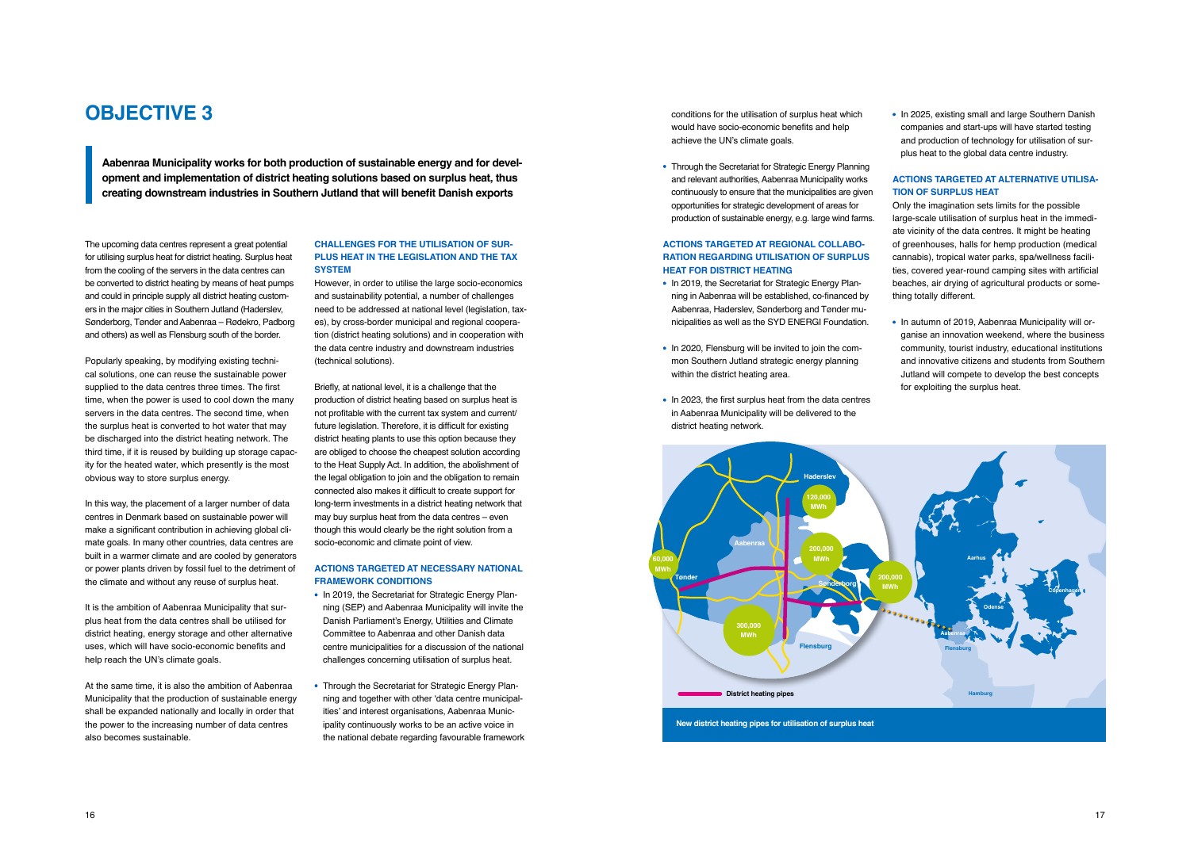# OBJECTIVE 3

**Aabenraa Municipality works for both production of sustainable energy and for development and implementation of district heating solutions based on surplus heat, thus creating downstream industries in Southern Jutland that will benefit Danish exports**

The upcoming data centres represent a great potential for utilising surplus heat for district heating. Surplus heat from the cooling of the servers in the data centres can be converted to district heating by means of heat pumps and could in principle supply all district heating customers in the major cities in Southern Jutland (Haderslev, Sønderborg, Tønder and Aabenraa – Rødekro, Padborg and others) as well as Flensburg south of the border.

Popularly speaking, by modifying existing technical solutions, one can reuse the sustainable power supplied to the data centres three times. The first time, when the power is used to cool down the many servers in the data centres. The second time, when the surplus heat is converted to hot water that may be discharged into the district heating network. The third time, if it is reused by building up storage capacity for the heated water, which presently is the most obvious way to store surplus energy.

In this way, the placement of a larger number of data centres in Denmark based on sustainable power will make a significant contribution in achieving global climate goals. In many other countries, data centres are built in a warmer climate and are cooled by generators or power plants driven by fossil fuel to the detriment of the climate and without any reuse of surplus heat.

It is the ambition of Aabenraa Municipality that surplus heat from the data centres shall be utilised for district heating, energy storage and other alternative uses, which will have socio-economic benefits and help reach the UN's climate goals.

At the same time, it is also the ambition of Aabenraa Municipality that the production of sustainable energy shall be expanded nationally and locally in order that the power to the increasing number of data centres also becomes sustainable.

### CHALLENGES FOR THE UTILISATION OF SURPLUS HEAT IN THE LEGISLATION AND THE TAX SYSTEM

However, in order to utilise the large socio-economics and sustainability potential, a number of challenges need to be addressed at national level (legislation, taxes), by cross-border municipal and regional cooperation (district heating solutions) and in cooperation with the data centre industry and downstream industries (technical solutions).

Briefly, at national level, it is a challenge that the production of district heating based on surplus heat is not profitable with the current tax system and current/future legislation. Therefore, it is difficult for existing district heating plants to use this option because they are obliged to choose the cheapest solution according to the Heat Supply Act. In addition, the abolishment of the legal obligation to join and the obligation to remain connected also makes it difficult to create support for long-term investments in a district heating network that may buy surplus heat from the data centres – even though this would clearly be the right solution from a socio-economic and climate point of view.

### ACTIONS TARGETED AT NECESSARY NATIONAL FRAMEWORK CONDITIONS

- In 2019, the Secretariat for Strategic Energy Planning (SEP) and Aabenraa Municipality will invite the Danish Parliament's Energy, Utilities and Climate Committee to Aabenraa and other Danish data centre municipalities for a discussion of the national challenges concerning utilisation of surplus heat.
- Through the Secretariat for Strategic Energy Planning and together with other 'data centre municipalities' and interest organisations, Aabenraa Municipality continuously works to be an active voice in the national debate regarding favourable framework conditions for the utilisation of surplus heat which would have socio-economic benefits and help achieve the UN's climate goals.
- Through the Secretariat for Strategic Energy Planning and relevant authorities, Aabenraa Municipality works continuously to ensure that the municipalities are given opportunities for strategic development of areas for production of sustainable energy, e.g. large wind farms.

### ACTIONS TARGETED AT REGIONAL COLLABORATION REGARDING UTILISATION OF SURPLUS HEAT FOR DISTRICT HEATING

- In 2019, the Secretariat for Strategic Energy Planning in Aabenraa will be established, co-financed by Aabenraa, Haderslev, Sønderborg and Tønder municipalities as well as the SYD ENERGI Foundation.
- In 2020, Flensburg will be invited to join the common Southern Jutland strategic energy planning within the district heating area.
- In 2023, the first surplus heat from the data centres in Aabenraa Municipality will be delivered to the district heating network.
- In 2025, existing small and large Southern Danish companies and start-ups will have started testing and production of technology for utilisation of surplus heat to the global data centre industry.

### ACTIONS TARGETED AT ALTERNATIVE UTILISATION OF SURPLUS HEAT

Only the imagination sets limits for the possible large-scale utilisation of surplus heat in the immediate vicinity of the data centres. It might be heating of greenhouses, halls for hemp production (medical cannabis), tropical water parks, spa/wellness facilities, covered year-round camping sites with artificial beaches, air drying of agricultural products or something totally different.

- In autumn of 2019, Aabenraa Municipality will organise an innovation weekend, where the business community, tourist industry, educational institutions and innovative citizens and students from Southern Jutland will compete to develop the best concepts for exploiting the surplus heat.

New district heating pipes for utilisation of surplus heat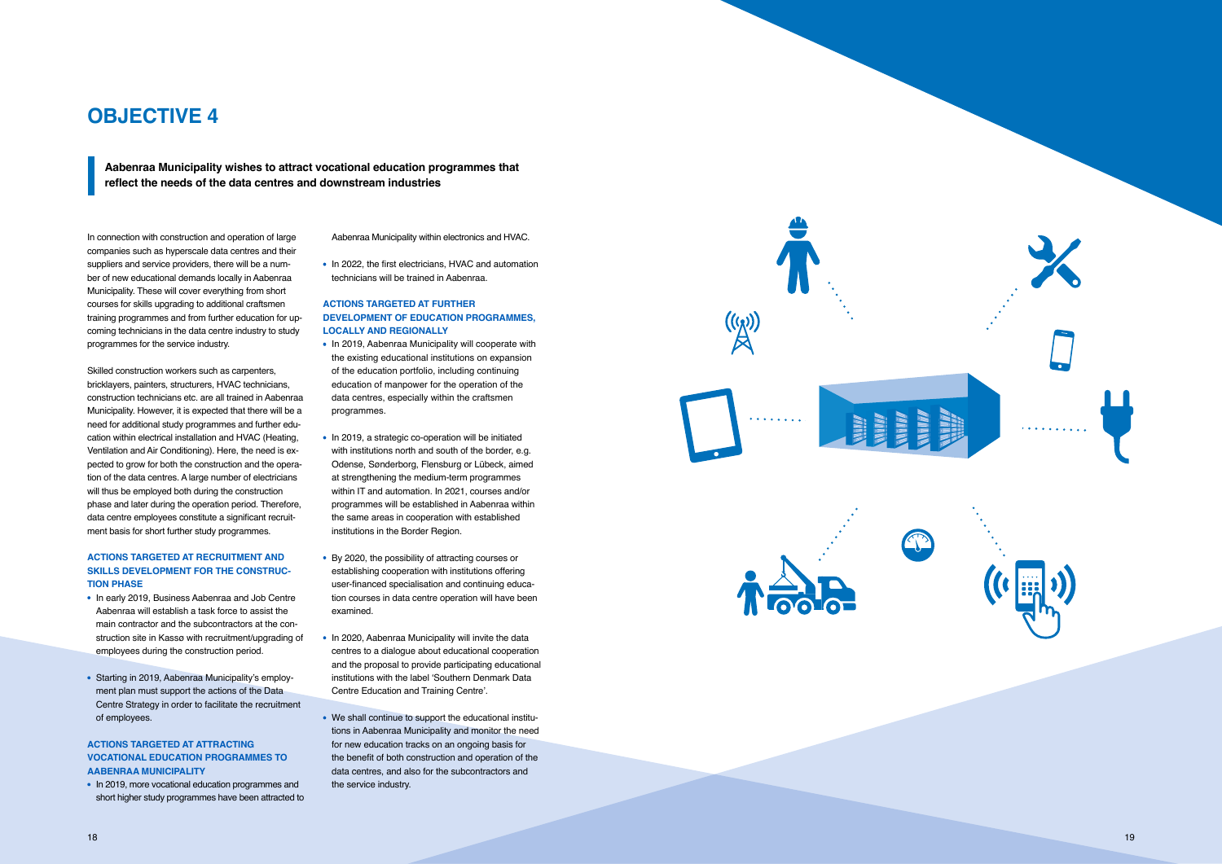# OBJECTIVE 4

**Aabenraa Municipality wishes to attract vocational education programmes that reflect the needs of the data centres and downstream industries**

In connection with construction and operation of large companies such as hyperscale data centres and their suppliers and service providers, there will be a number of new educational demands locally in Aabenraa Municipality. These will cover everything from short courses for skills upgrading to additional craftsmen training programmes and from further education for upcoming technicians in the data centre industry to study programmes for the service industry.

Skilled construction workers such as carpenters, bricklayers, painters, structurers, HVAC technicians, construction technicians etc. are all trained in Aabenraa Municipality. However, it is expected that there will be a need for additional study programmes and further education within electrical installation and HVAC (Heating, Ventilation and Air Conditioning). Here, the need is expected to grow for both the construction and the operation of the data centres. A large number of electricians will thus be employed both during the construction phase and later during the operation period. Therefore, data centre employees constitute a significant recruitment basis for short further study programmes.

### ACTIONS TARGETED AT RECRUITMENT AND SKILLS DEVELOPMENT FOR THE CONSTRUCTION PHASE

- In early 2019, Business Aabenraa and Job Centre Aabenraa will establish a task force to assist the main contractor and the subcontractors at the construction site in Kassø with recruitment/upgrading of employees during the construction period.
- Starting in 2019, Aabenraa Municipality's employment plan must support the actions of the Data Centre Strategy in order to facilitate the recruitment of employees.

### ACTIONS TARGETED AT ATTRACTING VOCATIONAL EDUCATION PROGRAMMES TO AABENRAA MUNICIPALITY

- In 2019, more vocational education programmes and short higher study programmes have been attracted to Aabenraa Municipality within electronics and HVAC.
- In 2022, the first electricians, HVAC and automation technicians will be trained in Aabenraa.

### ACTIONS TARGETED AT FURTHER DEVELOPMENT OF EDUCATION PROGRAMMES, LOCALLY AND REGIONALLY

- In 2019, Aabenraa Municipality will cooperate with the existing educational institutions on expansion of the education portfolio, including continuing education of manpower for the operation of the data centres, especially within the craftsmen programmes.
- In 2019, a strategic co-operation will be initiated with institutions north and south of the border, e.g. Odense, Sønderborg, Flensburg or Lübeck, aimed at strengthening the medium-term programmes within IT and automation. In 2021, courses and/or programmes will be established in Aabenraa within the same areas in cooperation with established institutions in the Border Region.
- By 2020, the possibility of attracting courses or establishing cooperation with institutions offering user-financed specialisation and continuing education courses in data centre operation will have been examined.
- In 2020, Aabenraa Municipality will invite the data centres to a dialogue about educational cooperation and the proposal to provide participating educational institutions with the label 'Southern Denmark Data Centre Education and Training Centre'.
- We shall continue to support the educational institutions in Aabenraa Municipality and monitor the need for new education tracks on an ongoing basis for the benefit of both construction and operation of the data centres, and also for the subcontractors and the service industry.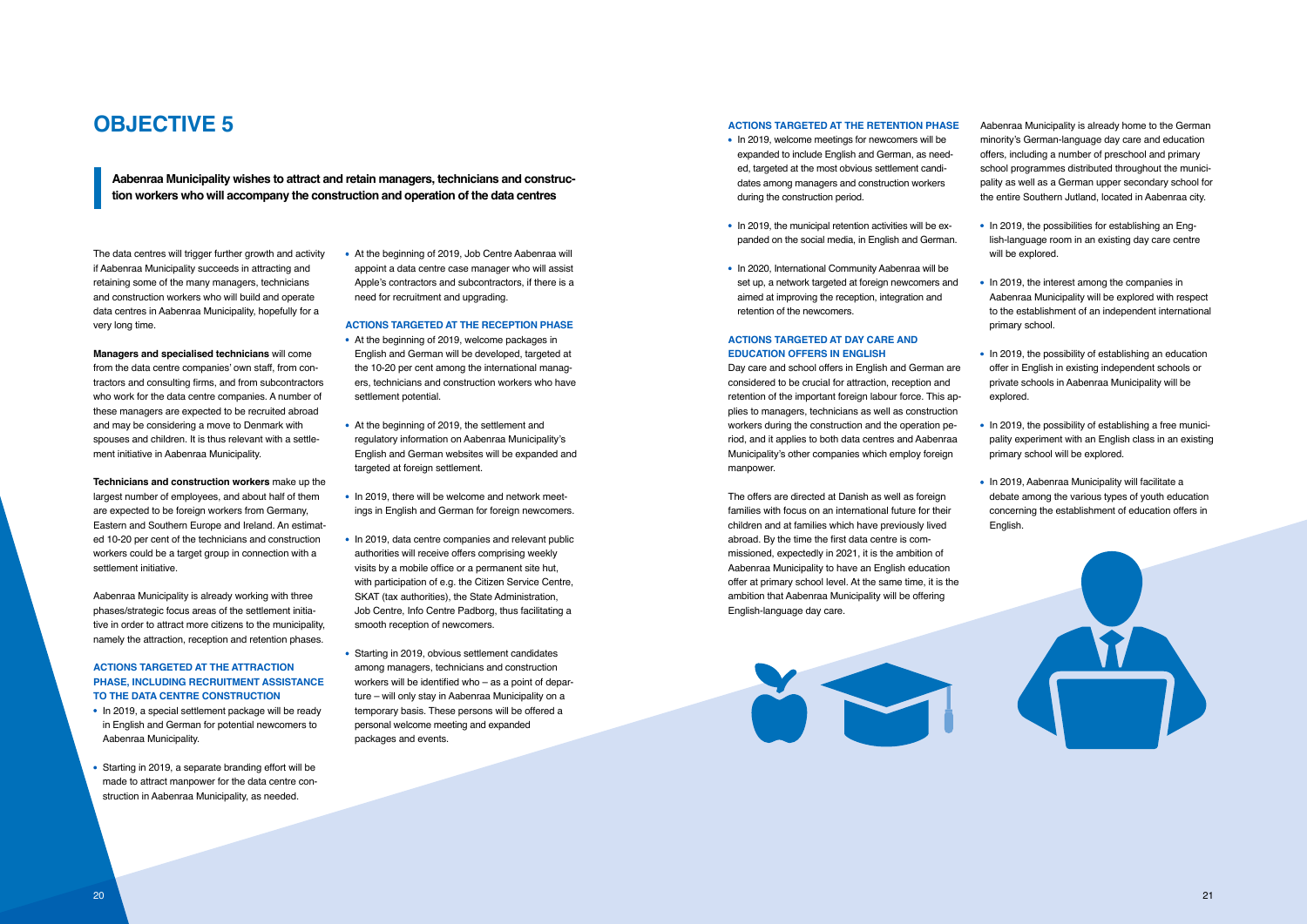# OBJECTIVE 5

**Aabenraa Municipality wishes to attract and retain managers, technicians and construction workers who will accompany the construction and operation of the data centres**

The data centres will trigger further growth and activity if Aabenraa Municipality succeeds in attracting and retaining some of the many managers, technicians and construction workers who will build and operate data centres in Aabenraa Municipality, hopefully for a very long time.

**Managers and specialised technicians** will come from the data centre companies' own staff, from contractors and consulting firms, and from subcontractors who work for the data centre companies. A number of these managers are expected to be recruited abroad and may be considering a move to Denmark with spouses and children. It is thus relevant with a settlement initiative in Aabenraa Municipality.

**Technicians and construction workers** make up the largest number of employees, and about half of them are expected to be foreign workers from Germany, Eastern and Southern Europe and Ireland. An estimated 10-20 per cent of the technicians and construction workers could be a target group in connection with a settlement initiative.

Aabenraa Municipality is already working with three phases/strategic focus areas of the settlement initiative in order to attract more citizens to the municipality, namely the attraction, reception and retention phases.

### ACTIONS TARGETED AT THE ATTRACTION PHASE, INCLUDING RECRUITMENT ASSISTANCE TO THE DATA CENTRE CONSTRUCTION

- In 2019, a special settlement package will be ready in English and German for potential newcomers to Aabenraa Municipality.
- Starting in 2019, a separate branding effort will be made to attract manpower for the data centre construction in Aabenraa Municipality, as needed.
- At the beginning of 2019, Job Centre Aabenraa will appoint a data centre case manager who will assist Apple's contractors and subcontractors, if there is a need for recruitment and upgrading.

### ACTIONS TARGETED AT THE RECEPTION PHASE

- At the beginning of 2019, welcome packages in English and German will be developed, targeted at the 10-20 per cent among the international managers, technicians and construction workers who have settlement potential.
- At the beginning of 2019, the settlement and regulatory information on Aabenraa Municipality's English and German websites will be expanded and targeted at foreign settlement.
- In 2019, there will be welcome and network meetings in English and German for foreign newcomers.
- In 2019, data centre companies and relevant public authorities will receive offers comprising weekly visits by a mobile office or a permanent site hut, with participation of e.g. the Citizen Service Centre, SKAT (tax authorities), the State Administration, Job Centre, Info Centre Padborg, thus facilitating a smooth reception of newcomers.
- Starting in 2019, obvious settlement candidates among managers, technicians and construction workers will be identified who – as a point of departure – will only stay in Aabenraa Municipality on a temporary basis. These persons will be offered a personal welcome meeting and expanded packages and events.

### ACTIONS TARGETED AT THE RETENTION PHASE

- In 2019, welcome meetings for newcomers will be expanded to include English and German, as needed, targeted at the most obvious settlement candidates among managers and construction workers during the construction period.
- In 2019, the municipal retention activities will be expanded on the social media, in English and German.
- In 2020, International Community Aabenraa will be set up, a network targeted at foreign newcomers and aimed at improving the reception, integration and retention of the newcomers.

### ACTIONS TARGETED AT DAY CARE AND EDUCATION OFFERS IN ENGLISH

Day care and school offers in English and German are considered to be crucial for attraction, reception and retention of the important foreign labour force. This applies to managers, technicians as well as construction workers during the construction and the operation period, and it applies to both data centres and Aabenraa Municipality's other companies which employ foreign manpower.

The offers are directed at Danish as well as foreign families with focus on an international future for their children and at families which have previously lived abroad. By the time the first data centre is commissioned, expectedly in 2021, it is the ambition of Aabenraa Municipality to have an English education offer at primary school level. At the same time, it is the ambition that Aabenraa Municipality will be offering English-language day care.

Aabenraa Municipality is already home to the German minority's German-language day care and education offers, including a number of preschool and primary school programmes distributed throughout the municipality as well as a German upper secondary school for the entire Southern Jutland, located in Aabenraa city.

- In 2019, the possibilities for establishing an English-language room in an existing day care centre will be explored.
- In 2019, the interest among the companies in Aabenraa Municipality will be explored with respect to the establishment of an independent international primary school.
- In 2019, the possibility of establishing an education offer in English in existing independent schools or private schools in Aabenraa Municipality will be explored.
- In 2019, the possibility of establishing a free municipality experiment with an English class in an existing primary school will be explored.
- In 2019, Aabenraa Municipality will facilitate a debate among the various types of youth education concerning the establishment of education offers in English.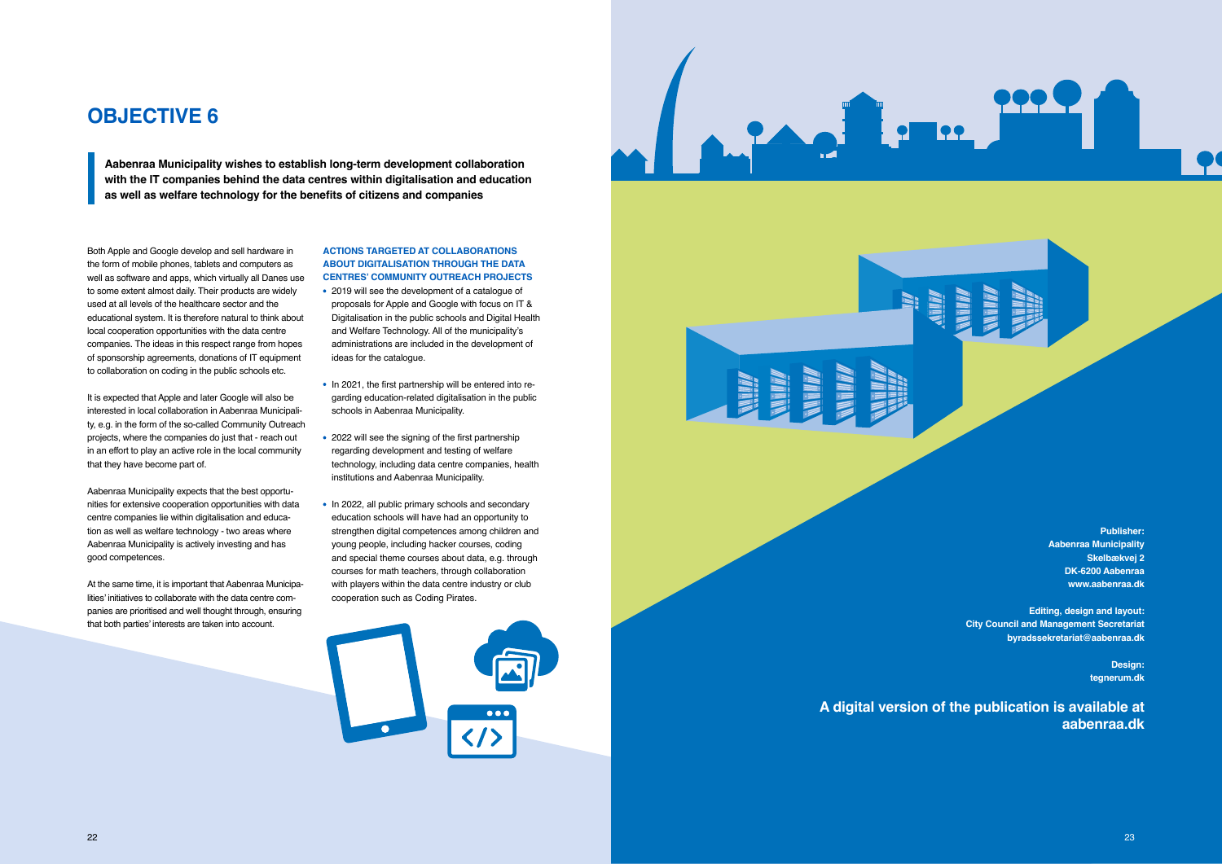# OBJECTIVE 6

**Aabenraa Municipality wishes to establish long-term development collaboration with the IT companies behind the data centres within digitalisation and education as well as welfare technology for the benefits of citizens and companies**

Both Apple and Google develop and sell hardware in the form of mobile phones, tablets and computers as well as software and apps, which virtually all Danes use to some extent almost daily. Their products are widely used at all levels of the healthcare sector and the educational system. It is therefore natural to think about local cooperation opportunities with the data centre companies. The ideas in this respect range from hopes of sponsorship agreements, donations of IT equipment to collaboration on coding in the public schools etc.

It is expected that Apple and later Google will also be interested in local collaboration in Aabenraa Municipality, e.g. in the form of the so-called Community Outreach projects, where the companies do just that - reach out in an effort to play an active role in the local community that they have become part of.

Aabenraa Municipality expects that the best opportunities for extensive cooperation opportunities with data centre companies lie within digitalisation and education as well as welfare technology - two areas where Aabenraa Municipality is actively investing and has good competences.

At the same time, it is important that Aabenraa Municipalities' initiatives to collaborate with the data centre companies are prioritised and well thought through, ensuring that both parties' interests are taken into account.

### ACTIONS TARGETED AT COLLABORATIONS ABOUT DIGITALISATION THROUGH THE DATA CENTRES' COMMUNITY OUTREACH PROJECTS

- 2019 will see the development of a catalogue of proposals for Apple and Google with focus on IT & Digitalisation in the public schools and Digital Health and Welfare Technology. All of the municipality's administrations are included in the development of ideas for the catalogue.
- In 2021, the first partnership will be entered into regarding education-related digitalisation in the public schools in Aabenraa Municipality.
- 2022 will see the signing of the first partnership regarding development and testing of welfare technology, including data centre companies, health institutions and Aabenraa Municipality.
- In 2022, all public primary schools and secondary education schools will have had an opportunity to strengthen digital competences among children and young people, including hacker courses, coding and special theme courses about data, e.g. through courses for math teachers, through collaboration with players within the data centre industry or club cooperation such as Coding Pirates.

**Publisher:**
**Aabenraa Municipality**
**Skelbækvej 2**
**DK-6200 Aabenraa**
**www.aabenraa.dk**

**Editing, design and layout:**
**City Council and Management Secretariat**
**byradssekretariat@aabenraa.dk**

**Design:**
**tegnerum.dk**

**A digital version of the publication is available at aabenraa.dk**